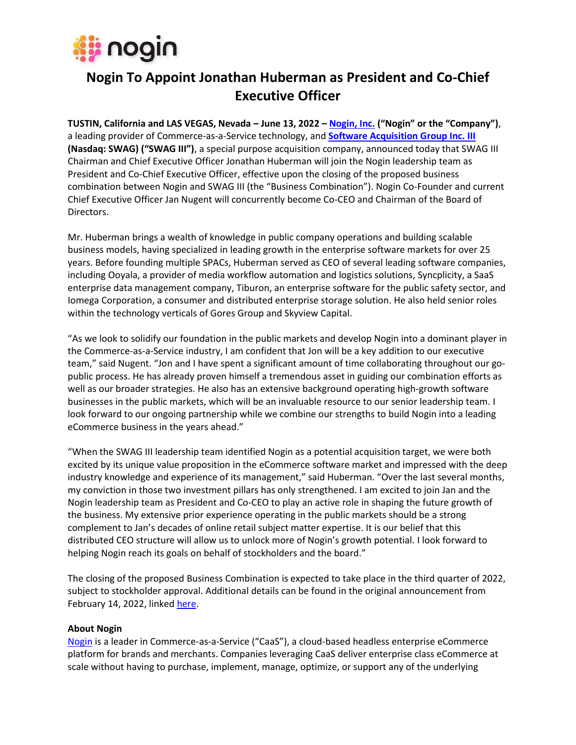nogin

# Nogin To Appoint Jonathan Huberman as President and Co-Chief Executive Officer

**TUSTIN, California and LAS VEGAS, Nevada – June 13, 2022 – [Nogin, Inc.](#) ("Nogin" or the "Company")**, a leading provider of Commerce-as-a-Service technology, and **[Software Acquisition Group Inc. III](#) (Nasdaq: SWAG) ("SWAG III")**, a special purpose acquisition company, announced today that SWAG III Chairman and Chief Executive Officer Jonathan Huberman will join the Nogin leadership team as President and Co-Chief Executive Officer, effective upon the closing of the proposed business combination between Nogin and SWAG III (the "Business Combination"). Nogin Co-Founder and current Chief Executive Officer Jan Nugent will concurrently become Co-CEO and Chairman of the Board of Directors.

Mr. Huberman brings a wealth of knowledge in public company operations and building scalable business models, having specialized in leading growth in the enterprise software markets for over 25 years. Before founding multiple SPACs, Huberman served as CEO of several leading software companies, including Ooyala, a provider of media workflow automation and logistics solutions, Syncplicity, a SaaS enterprise data management company, Tiburon, an enterprise software for the public safety sector, and Iomega Corporation, a consumer and distributed enterprise storage solution. He also held senior roles within the technology verticals of Gores Group and Skyview Capital.

"As we look to solidify our foundation in the public markets and develop Nogin into a dominant player in the Commerce-as-a-Service industry, I am confident that Jon will be a key addition to our executive team," said Nugent. "Jon and I have spent a significant amount of time collaborating throughout our go-public process. He has already proven himself a tremendous asset in guiding our combination efforts as well as our broader strategies. He also has an extensive background operating high-growth software businesses in the public markets, which will be an invaluable resource to our senior leadership team. I look forward to our ongoing partnership while we combine our strengths to build Nogin into a leading eCommerce business in the years ahead."

"When the SWAG III leadership team identified Nogin as a potential acquisition target, we were both excited by its unique value proposition in the eCommerce software market and impressed with the deep industry knowledge and experience of its management," said Huberman. "Over the last several months, my conviction in those two investment pillars has only strengthened. I am excited to join Jan and the Nogin leadership team as President and Co-CEO to play an active role in shaping the future growth of the business. My extensive prior experience operating in the public markets should be a strong complement to Jan's decades of online retail subject matter expertise. It is our belief that this distributed CEO structure will allow us to unlock more of Nogin's growth potential. I look forward to helping Nogin reach its goals on behalf of stockholders and the board."

The closing of the proposed Business Combination is expected to take place in the third quarter of 2022, subject to stockholder approval. Additional details can be found in the original announcement from February 14, 2022, linked [here](#).

**About Nogin**

[Nogin](#) is a leader in Commerce-as-a-Service ("CaaS"), a cloud-based headless enterprise eCommerce platform for brands and merchants. Companies leveraging CaaS deliver enterprise class eCommerce at scale without having to purchase, implement, manage, optimize, or support any of the underlying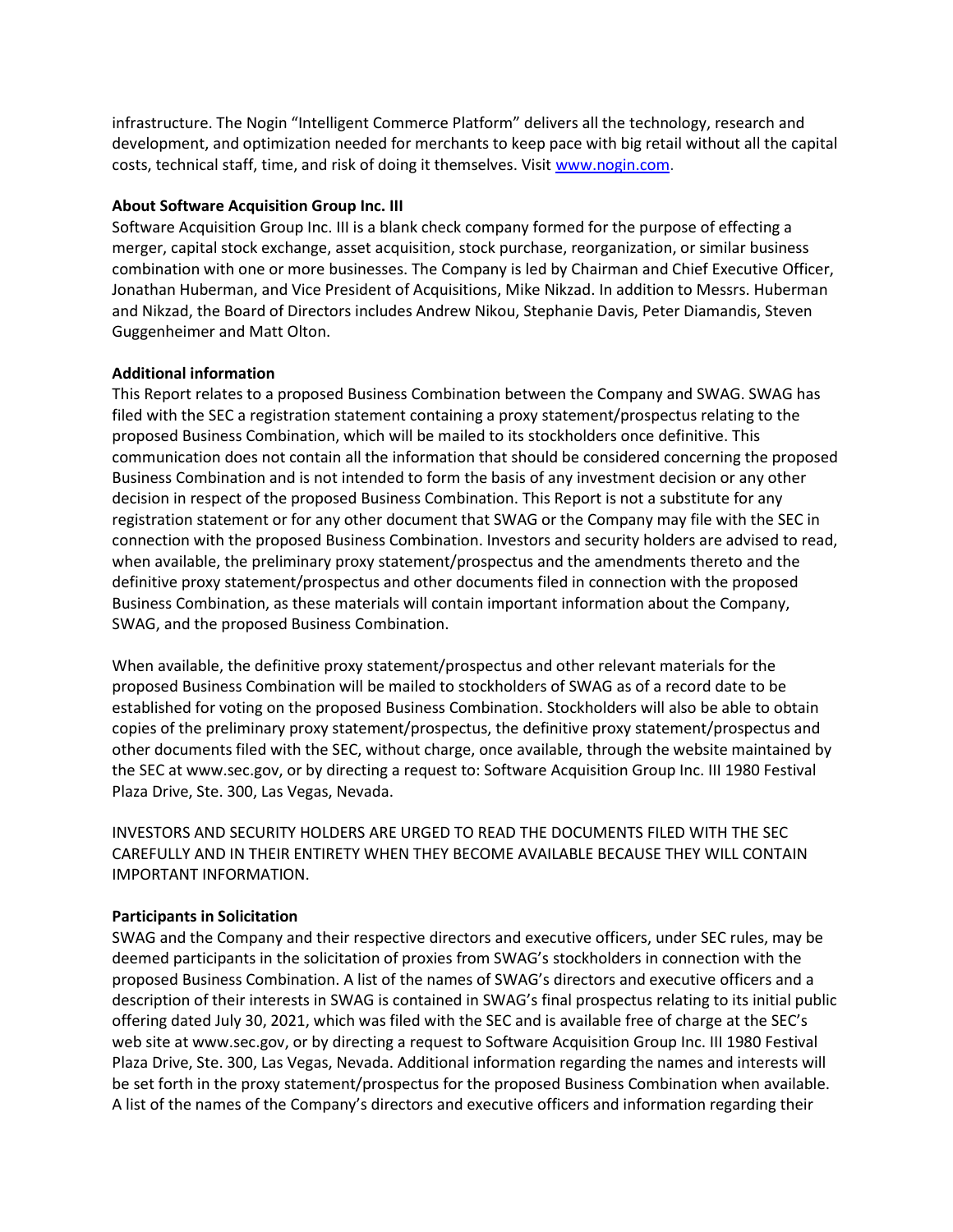infrastructure. The Nogin "Intelligent Commerce Platform" delivers all the technology, research and development, and optimization needed for merchants to keep pace with big retail without all the capital costs, technical staff, time, and risk of doing it themselves. Visit [www.nogin.com](http://www.nogin.com).

**About Software Acquisition Group Inc. III**

Software Acquisition Group Inc. III is a blank check company formed for the purpose of effecting a merger, capital stock exchange, asset acquisition, stock purchase, reorganization, or similar business combination with one or more businesses. The Company is led by Chairman and Chief Executive Officer, Jonathan Huberman, and Vice President of Acquisitions, Mike Nikzad. In addition to Messrs. Huberman and Nikzad, the Board of Directors includes Andrew Nikou, Stephanie Davis, Peter Diamandis, Steven Guggenheimer and Matt Olton.

**Additional information**

This Report relates to a proposed Business Combination between the Company and SWAG. SWAG has filed with the SEC a registration statement containing a proxy statement/prospectus relating to the proposed Business Combination, which will be mailed to its stockholders once definitive. This communication does not contain all the information that should be considered concerning the proposed Business Combination and is not intended to form the basis of any investment decision or any other decision in respect of the proposed Business Combination. This Report is not a substitute for any registration statement or for any other document that SWAG or the Company may file with the SEC in connection with the proposed Business Combination. Investors and security holders are advised to read, when available, the preliminary proxy statement/prospectus and the amendments thereto and the definitive proxy statement/prospectus and other documents filed in connection with the proposed Business Combination, as these materials will contain important information about the Company, SWAG, and the proposed Business Combination.

When available, the definitive proxy statement/prospectus and other relevant materials for the proposed Business Combination will be mailed to stockholders of SWAG as of a record date to be established for voting on the proposed Business Combination. Stockholders will also be able to obtain copies of the preliminary proxy statement/prospectus, the definitive proxy statement/prospectus and other documents filed with the SEC, without charge, once available, through the website maintained by the SEC at www.sec.gov, or by directing a request to: Software Acquisition Group Inc. III 1980 Festival Plaza Drive, Ste. 300, Las Vegas, Nevada.

INVESTORS AND SECURITY HOLDERS ARE URGED TO READ THE DOCUMENTS FILED WITH THE SEC CAREFULLY AND IN THEIR ENTIRETY WHEN THEY BECOME AVAILABLE BECAUSE THEY WILL CONTAIN IMPORTANT INFORMATION.

**Participants in Solicitation**

SWAG and the Company and their respective directors and executive officers, under SEC rules, may be deemed participants in the solicitation of proxies from SWAG's stockholders in connection with the proposed Business Combination. A list of the names of SWAG's directors and executive officers and a description of their interests in SWAG is contained in SWAG's final prospectus relating to its initial public offering dated July 30, 2021, which was filed with the SEC and is available free of charge at the SEC's web site at www.sec.gov, or by directing a request to Software Acquisition Group Inc. III 1980 Festival Plaza Drive, Ste. 300, Las Vegas, Nevada. Additional information regarding the names and interests will be set forth in the proxy statement/prospectus for the proposed Business Combination when available. A list of the names of the Company's directors and executive officers and information regarding their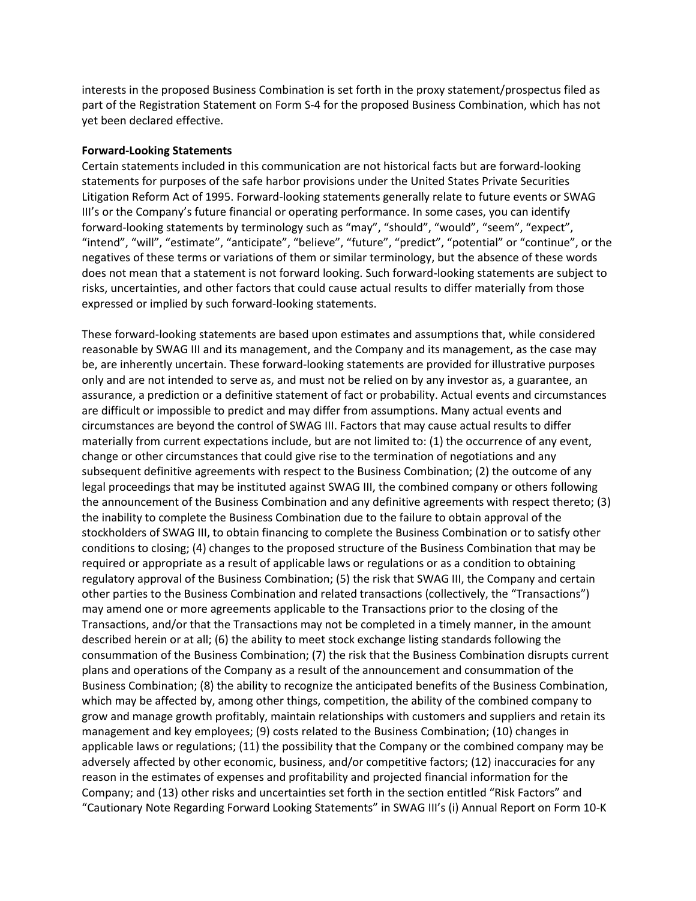interests in the proposed Business Combination is set forth in the proxy statement/prospectus filed as part of the Registration Statement on Form S-4 for the proposed Business Combination, which has not yet been declared effective.

**Forward-Looking Statements**

Certain statements included in this communication are not historical facts but are forward-looking statements for purposes of the safe harbor provisions under the United States Private Securities Litigation Reform Act of 1995. Forward-looking statements generally relate to future events or SWAG III's or the Company's future financial or operating performance. In some cases, you can identify forward-looking statements by terminology such as "may", "should", "would", "seem", "expect", "intend", "will", "estimate", "anticipate", "believe", "future", "predict", "potential" or "continue", or the negatives of these terms or variations of them or similar terminology, but the absence of these words does not mean that a statement is not forward looking. Such forward-looking statements are subject to risks, uncertainties, and other factors that could cause actual results to differ materially from those expressed or implied by such forward-looking statements.

These forward-looking statements are based upon estimates and assumptions that, while considered reasonable by SWAG III and its management, and the Company and its management, as the case may be, are inherently uncertain. These forward-looking statements are provided for illustrative purposes only and are not intended to serve as, and must not be relied on by any investor as, a guarantee, an assurance, a prediction or a definitive statement of fact or probability. Actual events and circumstances are difficult or impossible to predict and may differ from assumptions. Many actual events and circumstances are beyond the control of SWAG III. Factors that may cause actual results to differ materially from current expectations include, but are not limited to: (1) the occurrence of any event, change or other circumstances that could give rise to the termination of negotiations and any subsequent definitive agreements with respect to the Business Combination; (2) the outcome of any legal proceedings that may be instituted against SWAG III, the combined company or others following the announcement of the Business Combination and any definitive agreements with respect thereto; (3) the inability to complete the Business Combination due to the failure to obtain approval of the stockholders of SWAG III, to obtain financing to complete the Business Combination or to satisfy other conditions to closing; (4) changes to the proposed structure of the Business Combination that may be required or appropriate as a result of applicable laws or regulations or as a condition to obtaining regulatory approval of the Business Combination; (5) the risk that SWAG III, the Company and certain other parties to the Business Combination and related transactions (collectively, the "Transactions") may amend one or more agreements applicable to the Transactions prior to the closing of the Transactions, and/or that the Transactions may not be completed in a timely manner, in the amount described herein or at all; (6) the ability to meet stock exchange listing standards following the consummation of the Business Combination; (7) the risk that the Business Combination disrupts current plans and operations of the Company as a result of the announcement and consummation of the Business Combination; (8) the ability to recognize the anticipated benefits of the Business Combination, which may be affected by, among other things, competition, the ability of the combined company to grow and manage growth profitably, maintain relationships with customers and suppliers and retain its management and key employees; (9) costs related to the Business Combination; (10) changes in applicable laws or regulations; (11) the possibility that the Company or the combined company may be adversely affected by other economic, business, and/or competitive factors; (12) inaccuracies for any reason in the estimates of expenses and profitability and projected financial information for the Company; and (13) other risks and uncertainties set forth in the section entitled "Risk Factors" and "Cautionary Note Regarding Forward Looking Statements" in SWAG III's (i) Annual Report on Form 10-K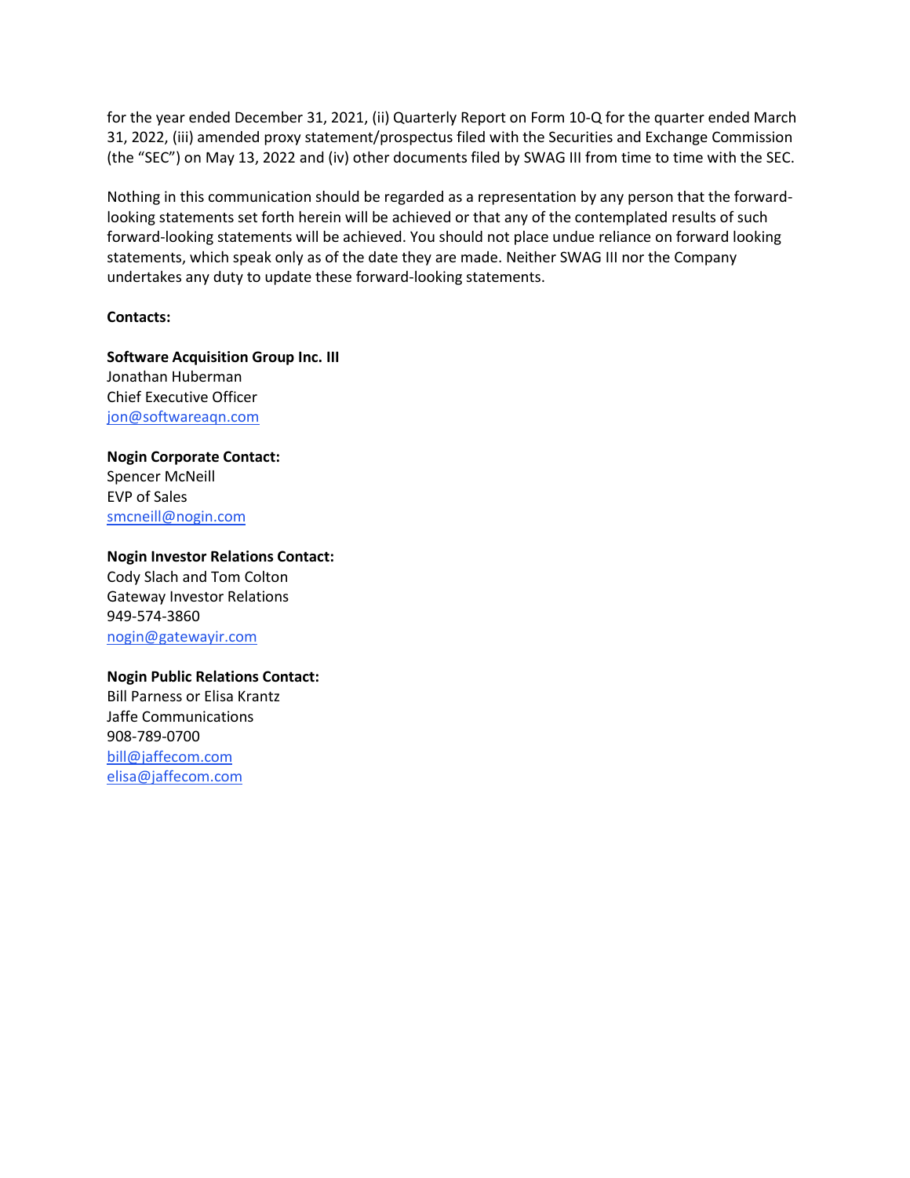for the year ended December 31, 2021, (ii) Quarterly Report on Form 10-Q for the quarter ended March 31, 2022, (iii) amended proxy statement/prospectus filed with the Securities and Exchange Commission (the "SEC") on May 13, 2022 and (iv) other documents filed by SWAG III from time to time with the SEC.

Nothing in this communication should be regarded as a representation by any person that the forward-looking statements set forth herein will be achieved or that any of the contemplated results of such forward-looking statements will be achieved. You should not place undue reliance on forward looking statements, which speak only as of the date they are made. Neither SWAG III nor the Company undertakes any duty to update these forward-looking statements.

**Contacts:**

**Software Acquisition Group Inc. III**
Jonathan Huberman
Chief Executive Officer
jon@softwareaqn.com

**Nogin Corporate Contact:**
Spencer McNeill
EVP of Sales
smcneill@nogin.com

**Nogin Investor Relations Contact:**
Cody Slach and Tom Colton
Gateway Investor Relations
949-574-3860
nogin@gatewayir.com

**Nogin Public Relations Contact:**
Bill Parness or Elisa Krantz
Jaffe Communications
908-789-0700
bill@jaffecom.com
elisa@jaffecom.com